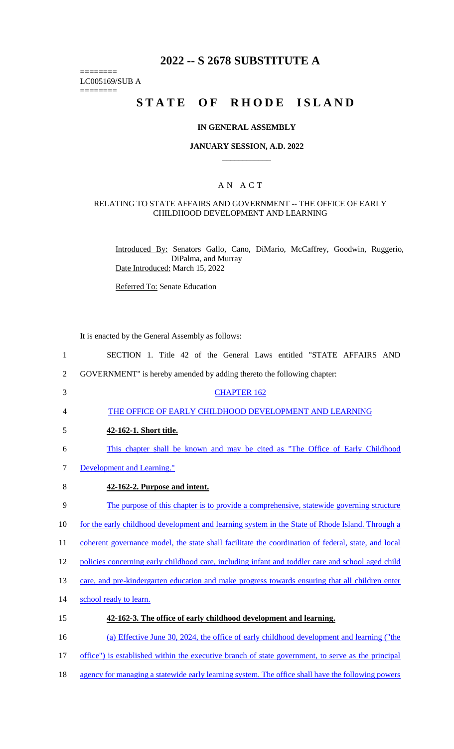# 2022 -- S 2678 SUBSTITUTE A

========
LC005169/SUB A
========

# STATE OF RHODE ISLAND

## IN GENERAL ASSEMBLY

### JANUARY SESSION, A.D. 2022

---

A N A C T

RELATING TO STATE AFFAIRS AND GOVERNMENT -- THE OFFICE OF EARLY CHILDHOOD DEVELOPMENT AND LEARNING

Introduced By: Senators Gallo, Cano, DiMario, McCaffrey, Goodwin, Ruggerio, DiPalma, and Murray

Date Introduced: March 15, 2022

Referred To: Senate Education

It is enacted by the General Assembly as follows:

1 SECTION 1. Title 42 of the General Laws entitled "STATE AFFAIRS AND
2 GOVERNMENT" is hereby amended by adding thereto the following chapter:
3 CHAPTER 162
4 THE OFFICE OF EARLY CHILDHOOD DEVELOPMENT AND LEARNING
5 **42-162-1. Short title.**
6 This chapter shall be known and may be cited as "The Office of Early Childhood
7 Development and Learning."
8 **42-162-2. Purpose and intent.**
9 The purpose of this chapter is to provide a comprehensive, statewide governing structure
10 for the early childhood development and learning system in the State of Rhode Island. Through a
11 coherent governance model, the state shall facilitate the coordination of federal, state, and local
12 policies concerning early childhood care, including infant and toddler care and school aged child
13 care, and pre-kindergarten education and make progress towards ensuring that all children enter
14 school ready to learn.
15 **42-162-3. The office of early childhood development and learning.**
16 (a) Effective June 30, 2024, the office of early childhood development and learning ("the
17 office") is established within the executive branch of state government, to serve as the principal
18 agency for managing a statewide early learning system. The office shall have the following powers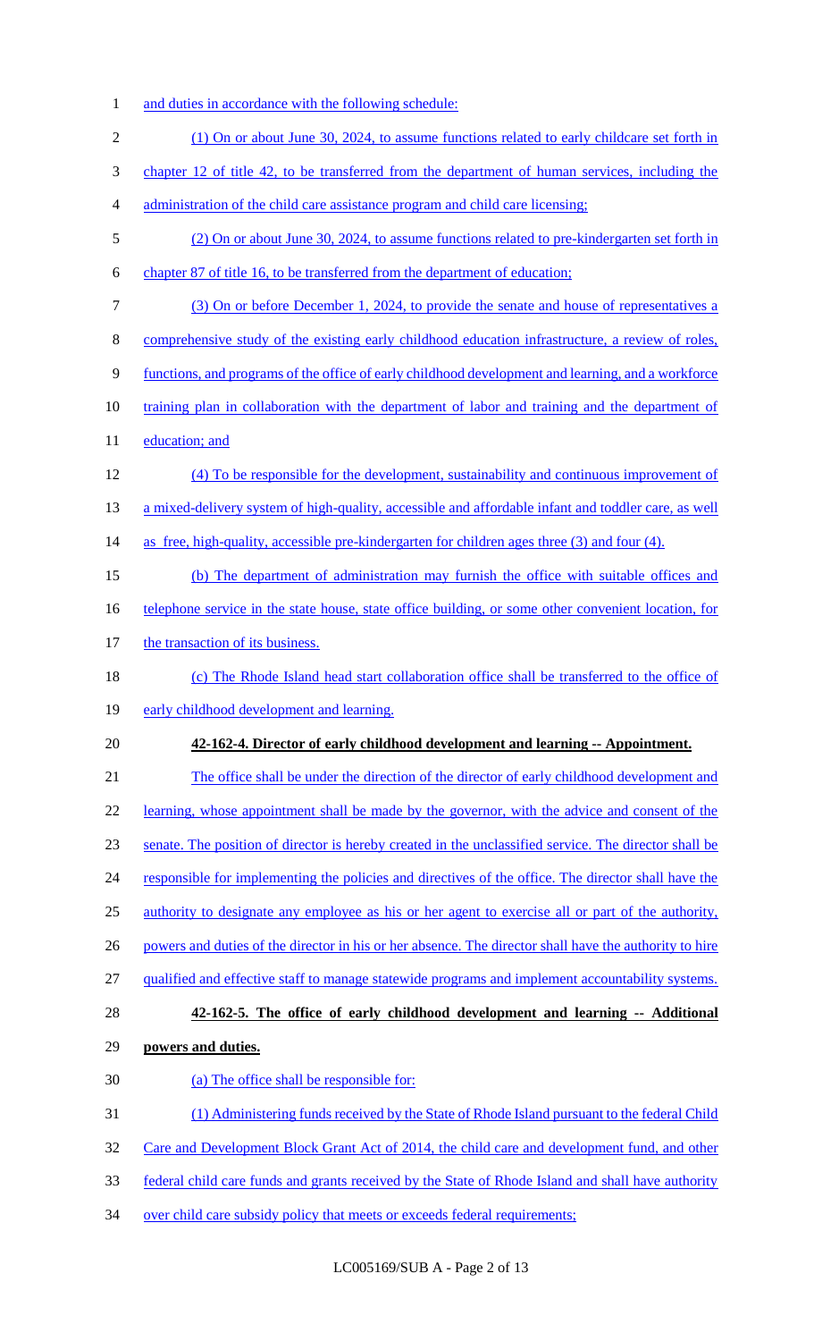and duties in accordance with the following schedule:

(1) On or about June 30, 2024, to assume functions related to early childcare set forth in chapter 12 of title 42, to be transferred from the department of human services, including the administration of the child care assistance program and child care licensing;

(2) On or about June 30, 2024, to assume functions related to pre-kindergarten set forth in chapter 87 of title 16, to be transferred from the department of education;

(3) On or before December 1, 2024, to provide the senate and house of representatives a comprehensive study of the existing early childhood education infrastructure, a review of roles, functions, and programs of the office of early childhood development and learning, and a workforce training plan in collaboration with the department of labor and training and the department of education; and

(4) To be responsible for the development, sustainability and continuous improvement of a mixed-delivery system of high-quality, accessible and affordable infant and toddler care, as well as free, high-quality, accessible pre-kindergarten for children ages three (3) and four (4).

(b) The department of administration may furnish the office with suitable offices and telephone service in the state house, state office building, or some other convenient location, for the transaction of its business.

(c) The Rhode Island head start collaboration office shall be transferred to the office of early childhood development and learning.

**42-162-4. Director of early childhood development and learning -- Appointment.**

The office shall be under the direction of the director of early childhood development and learning, whose appointment shall be made by the governor, with the advice and consent of the senate. The position of director is hereby created in the unclassified service. The director shall be responsible for implementing the policies and directives of the office. The director shall have the authority to designate any employee as his or her agent to exercise all or part of the authority, powers and duties of the director in his or her absence. The director shall have the authority to hire qualified and effective staff to manage statewide programs and implement accountability systems.

**42-162-5. The office of early childhood development and learning -- Additional powers and duties.**

(a) The office shall be responsible for:

(1) Administering funds received by the State of Rhode Island pursuant to the federal Child Care and Development Block Grant Act of 2014, the child care and development fund, and other federal child care funds and grants received by the State of Rhode Island and shall have authority over child care subsidy policy that meets or exceeds federal requirements;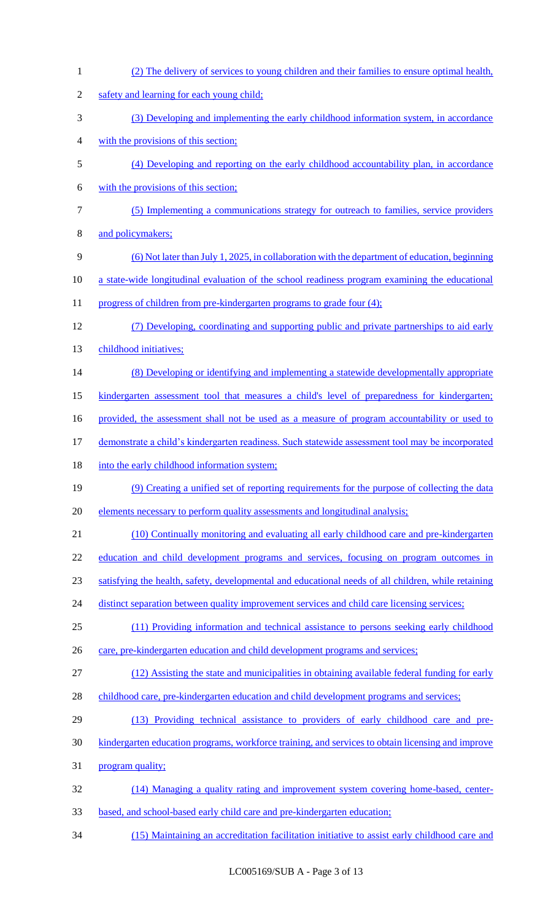(2) The delivery of services to young children and their families to ensure optimal health, safety and learning for each young child;

(3) Developing and implementing the early childhood information system, in accordance with the provisions of this section;

(4) Developing and reporting on the early childhood accountability plan, in accordance with the provisions of this section;

(5) Implementing a communications strategy for outreach to families, service providers and policymakers;

(6) Not later than July 1, 2025, in collaboration with the department of education, beginning a state-wide longitudinal evaluation of the school readiness program examining the educational progress of children from pre-kindergarten programs to grade four (4);

(7) Developing, coordinating and supporting public and private partnerships to aid early childhood initiatives;

(8) Developing or identifying and implementing a statewide developmentally appropriate kindergarten assessment tool that measures a child's level of preparedness for kindergarten; provided, the assessment shall not be used as a measure of program accountability or used to demonstrate a child's kindergarten readiness. Such statewide assessment tool may be incorporated into the early childhood information system;

(9) Creating a unified set of reporting requirements for the purpose of collecting the data elements necessary to perform quality assessments and longitudinal analysis;

(10) Continually monitoring and evaluating all early childhood care and pre-kindergarten education and child development programs and services, focusing on program outcomes in satisfying the health, safety, developmental and educational needs of all children, while retaining distinct separation between quality improvement services and child care licensing services;

(11) Providing information and technical assistance to persons seeking early childhood care, pre-kindergarten education and child development programs and services;

(12) Assisting the state and municipalities in obtaining available federal funding for early childhood care, pre-kindergarten education and child development programs and services;

(13) Providing technical assistance to providers of early childhood care and pre-kindergarten education programs, workforce training, and services to obtain licensing and improve program quality;

(14) Managing a quality rating and improvement system covering home-based, center-based, and school-based early child care and pre-kindergarten education;

(15) Maintaining an accreditation facilitation initiative to assist early childhood care and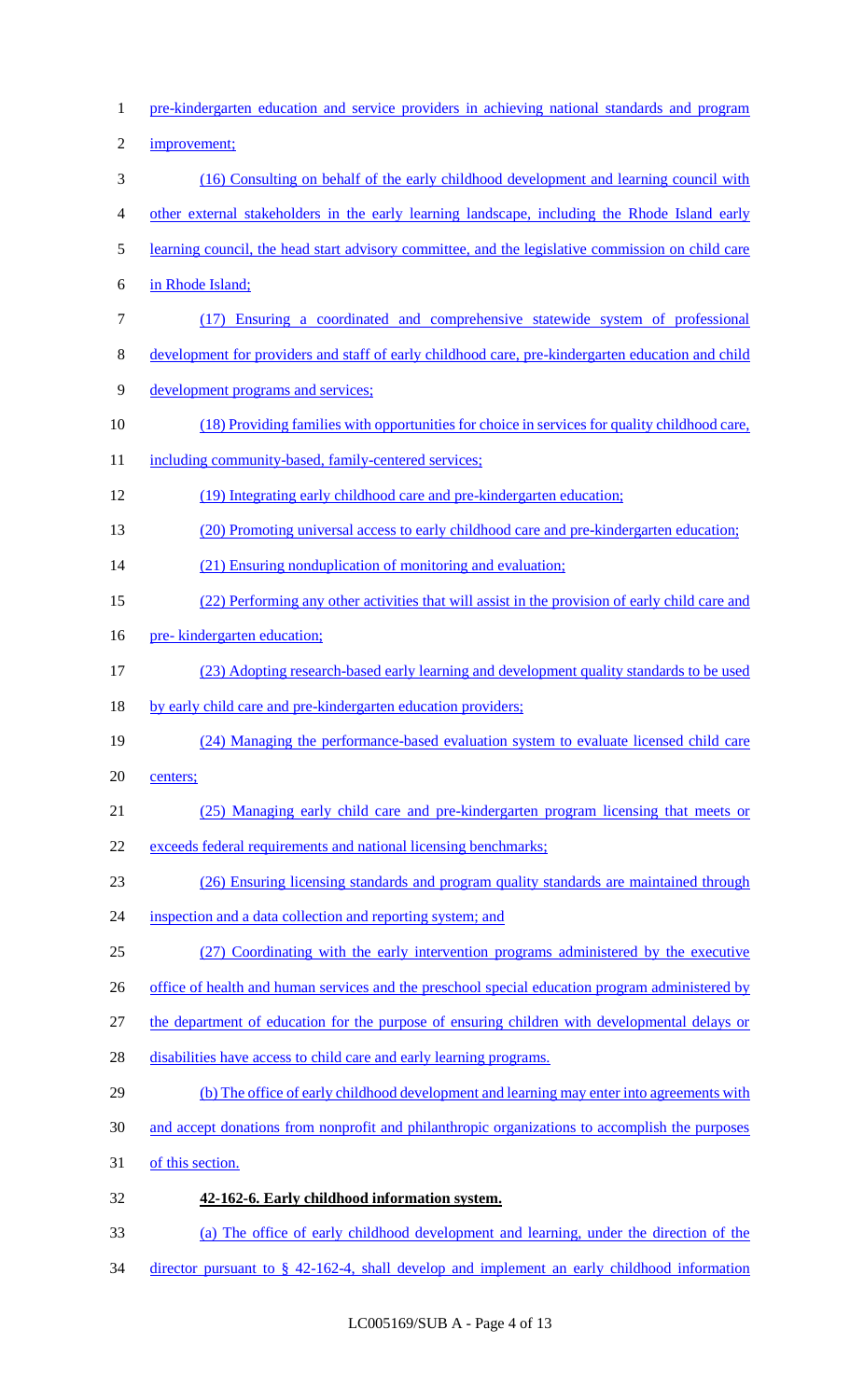pre-kindergarten education and service providers in achieving national standards and program improvement;

(16) Consulting on behalf of the early childhood development and learning council with other external stakeholders in the early learning landscape, including the Rhode Island early learning council, the head start advisory committee, and the legislative commission on child care in Rhode Island;

(17) Ensuring a coordinated and comprehensive statewide system of professional development for providers and staff of early childhood care, pre-kindergarten education and child development programs and services;

(18) Providing families with opportunities for choice in services for quality childhood care, including community-based, family-centered services;

(19) Integrating early childhood care and pre-kindergarten education;

(20) Promoting universal access to early childhood care and pre-kindergarten education;

(21) Ensuring nonduplication of monitoring and evaluation;

(22) Performing any other activities that will assist in the provision of early child care and pre- kindergarten education;

(23) Adopting research-based early learning and development quality standards to be used by early child care and pre-kindergarten education providers;

(24) Managing the performance-based evaluation system to evaluate licensed child care centers;

(25) Managing early child care and pre-kindergarten program licensing that meets or exceeds federal requirements and national licensing benchmarks;

(26) Ensuring licensing standards and program quality standards are maintained through inspection and a data collection and reporting system; and

(27) Coordinating with the early intervention programs administered by the executive office of health and human services and the preschool special education program administered by the department of education for the purpose of ensuring children with developmental delays or disabilities have access to child care and early learning programs.

(b) The office of early childhood development and learning may enter into agreements with and accept donations from nonprofit and philanthropic organizations to accomplish the purposes of this section.

**42-162-6. Early childhood information system.**

(a) The office of early childhood development and learning, under the direction of the director pursuant to § 42-162-4, shall develop and implement an early childhood information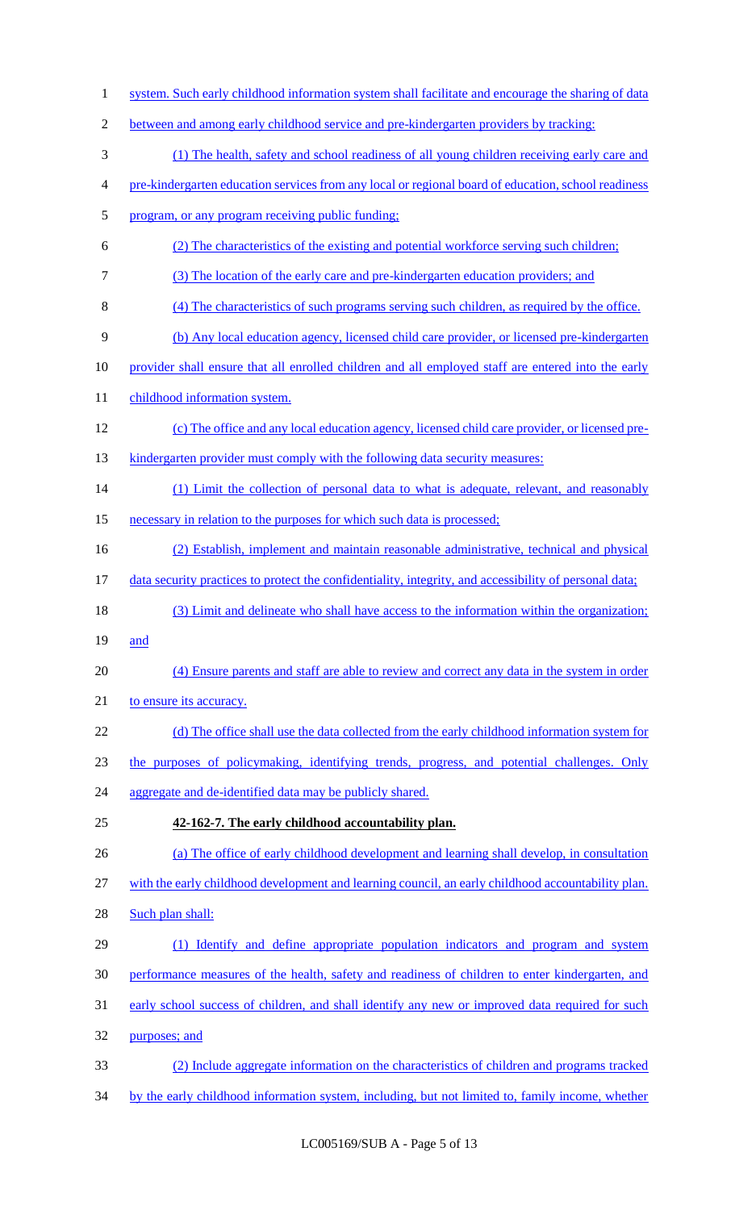system. Such early childhood information system shall facilitate and encourage the sharing of data between and among early childhood service and pre-kindergarten providers by tracking:

(1) The health, safety and school readiness of all young children receiving early care and pre-kindergarten education services from any local or regional board of education, school readiness program, or any program receiving public funding;

(2) The characteristics of the existing and potential workforce serving such children;

(3) The location of the early care and pre-kindergarten education providers; and

(4) The characteristics of such programs serving such children, as required by the office.

(b) Any local education agency, licensed child care provider, or licensed pre-kindergarten provider shall ensure that all enrolled children and all employed staff are entered into the early childhood information system.

(c) The office and any local education agency, licensed child care provider, or licensed pre-kindergarten provider must comply with the following data security measures:

(1) Limit the collection of personal data to what is adequate, relevant, and reasonably necessary in relation to the purposes for which such data is processed;

(2) Establish, implement and maintain reasonable administrative, technical and physical data security practices to protect the confidentiality, integrity, and accessibility of personal data;

(3) Limit and delineate who shall have access to the information within the organization; and

(4) Ensure parents and staff are able to review and correct any data in the system in order to ensure its accuracy.

(d) The office shall use the data collected from the early childhood information system for the purposes of policymaking, identifying trends, progress, and potential challenges. Only aggregate and de-identified data may be publicly shared.

**42-162-7. The early childhood accountability plan.**

(a) The office of early childhood development and learning shall develop, in consultation with the early childhood development and learning council, an early childhood accountability plan. Such plan shall:

(1) Identify and define appropriate population indicators and program and system performance measures of the health, safety and readiness of children to enter kindergarten, and early school success of children, and shall identify any new or improved data required for such purposes; and

(2) Include aggregate information on the characteristics of children and programs tracked by the early childhood information system, including, but not limited to, family income, whether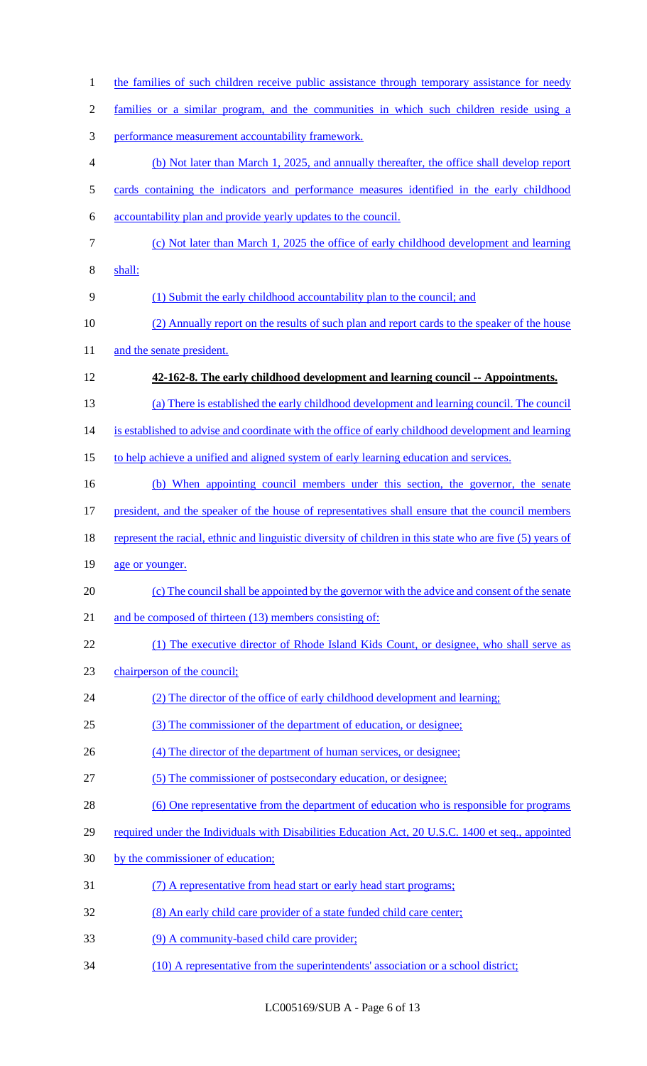the families of such children receive public assistance through temporary assistance for needy families or a similar program, and the communities in which such children reside using a performance measurement accountability framework.

(b) Not later than March 1, 2025, and annually thereafter, the office shall develop report cards containing the indicators and performance measures identified in the early childhood accountability plan and provide yearly updates to the council.

(c) Not later than March 1, 2025 the office of early childhood development and learning shall:

(1) Submit the early childhood accountability plan to the council; and

(2) Annually report on the results of such plan and report cards to the speaker of the house and the senate president.

**42-162-8. The early childhood development and learning council -- Appointments.**

(a) There is established the early childhood development and learning council. The council is established to advise and coordinate with the office of early childhood development and learning to help achieve a unified and aligned system of early learning education and services.

(b) When appointing council members under this section, the governor, the senate president, and the speaker of the house of representatives shall ensure that the council members represent the racial, ethnic and linguistic diversity of children in this state who are five (5) years of age or younger.

(c) The council shall be appointed by the governor with the advice and consent of the senate and be composed of thirteen (13) members consisting of:

(1) The executive director of Rhode Island Kids Count, or designee, who shall serve as chairperson of the council;

(2) The director of the office of early childhood development and learning;

(3) The commissioner of the department of education, or designee;

(4) The director of the department of human services, or designee;

(5) The commissioner of postsecondary education, or designee;

(6) One representative from the department of education who is responsible for programs required under the Individuals with Disabilities Education Act, 20 U.S.C. 1400 et seq., appointed by the commissioner of education;

(7) A representative from head start or early head start programs;

(8) An early child care provider of a state funded child care center;

(9) A community-based child care provider;

(10) A representative from the superintendents' association or a school district;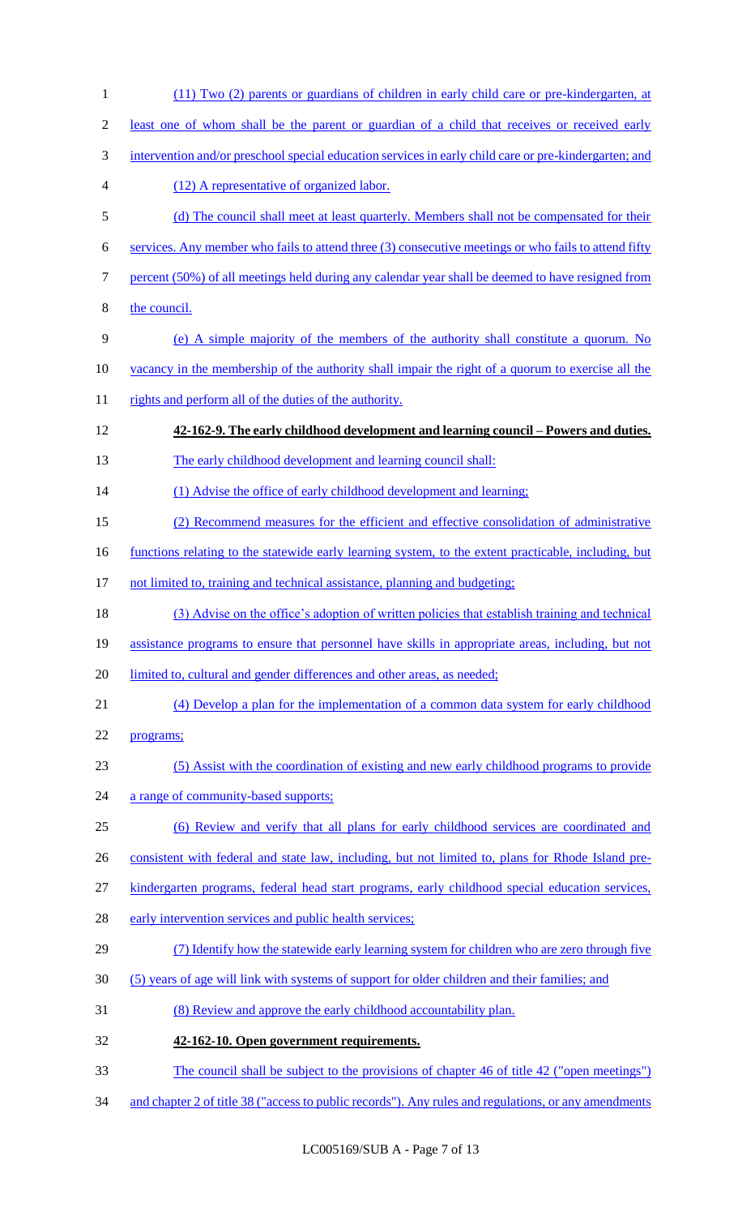(11) Two (2) parents or guardians of children in early child care or pre-kindergarten, at least one of whom shall be the parent or guardian of a child that receives or received early intervention and/or preschool special education services in early child care or pre-kindergarten; and

(12) A representative of organized labor.

(d) The council shall meet at least quarterly. Members shall not be compensated for their services. Any member who fails to attend three (3) consecutive meetings or who fails to attend fifty percent (50%) of all meetings held during any calendar year shall be deemed to have resigned from the council.

(e) A simple majority of the members of the authority shall constitute a quorum. No vacancy in the membership of the authority shall impair the right of a quorum to exercise all the rights and perform all of the duties of the authority.

**42-162-9. The early childhood development and learning council – Powers and duties.**

The early childhood development and learning council shall:

(1) Advise the office of early childhood development and learning;

(2) Recommend measures for the efficient and effective consolidation of administrative functions relating to the statewide early learning system, to the extent practicable, including, but not limited to, training and technical assistance, planning and budgeting;

(3) Advise on the office's adoption of written policies that establish training and technical assistance programs to ensure that personnel have skills in appropriate areas, including, but not limited to, cultural and gender differences and other areas, as needed;

(4) Develop a plan for the implementation of a common data system for early childhood programs;

(5) Assist with the coordination of existing and new early childhood programs to provide a range of community-based supports;

(6) Review and verify that all plans for early childhood services are coordinated and consistent with federal and state law, including, but not limited to, plans for Rhode Island pre-kindergarten programs, federal head start programs, early childhood special education services, early intervention services and public health services;

(7) Identify how the statewide early learning system for children who are zero through five (5) years of age will link with systems of support for older children and their families; and

(8) Review and approve the early childhood accountability plan.

**42-162-10. Open government requirements.**

The council shall be subject to the provisions of chapter 46 of title 42 ("open meetings") and chapter 2 of title 38 ("access to public records"). Any rules and regulations, or any amendments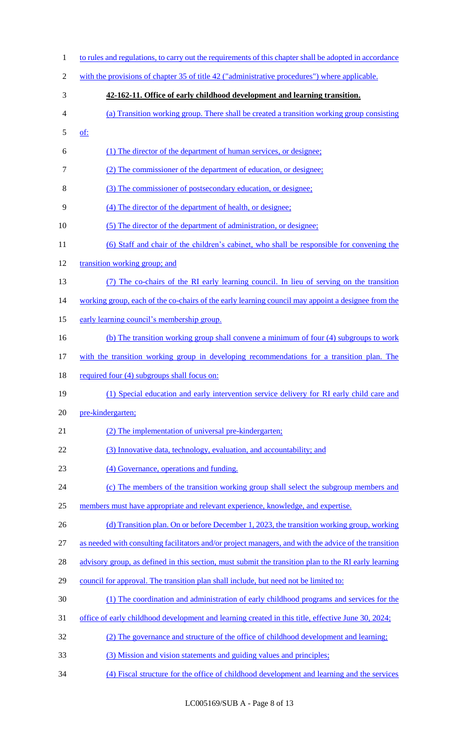to rules and regulations, to carry out the requirements of this chapter shall be adopted in accordance with the provisions of chapter 35 of title 42 ("administrative procedures") where applicable.

**42-162-11. Office of early childhood development and learning transition.**

(a) Transition working group. There shall be created a transition working group consisting of:

(1) The director of the department of human services, or designee;

(2) The commissioner of the department of education, or designee;

(3) The commissioner of postsecondary education, or designee;

(4) The director of the department of health, or designee;

(5) The director of the department of administration, or designee;

(6) Staff and chair of the children's cabinet, who shall be responsible for convening the transition working group; and

(7) The co-chairs of the RI early learning council. In lieu of serving on the transition working group, each of the co-chairs of the early learning council may appoint a designee from the early learning council's membership group.

(b) The transition working group shall convene a minimum of four (4) subgroups to work with the transition working group in developing recommendations for a transition plan. The required four (4) subgroups shall focus on:

(1) Special education and early intervention service delivery for RI early child care and pre-kindergarten;

(2) The implementation of universal pre-kindergarten;

(3) Innovative data, technology, evaluation, and accountability; and

(4) Governance, operations and funding.

(c) The members of the transition working group shall select the subgroup members and members must have appropriate and relevant experience, knowledge, and expertise.

(d) Transition plan. On or before December 1, 2023, the transition working group, working as needed with consulting facilitators and/or project managers, and with the advice of the transition advisory group, as defined in this section, must submit the transition plan to the RI early learning council for approval. The transition plan shall include, but need not be limited to:

(1) The coordination and administration of early childhood programs and services for the office of early childhood development and learning created in this title, effective June 30, 2024;

(2) The governance and structure of the office of childhood development and learning;

(3) Mission and vision statements and guiding values and principles;

(4) Fiscal structure for the office of childhood development and learning and the services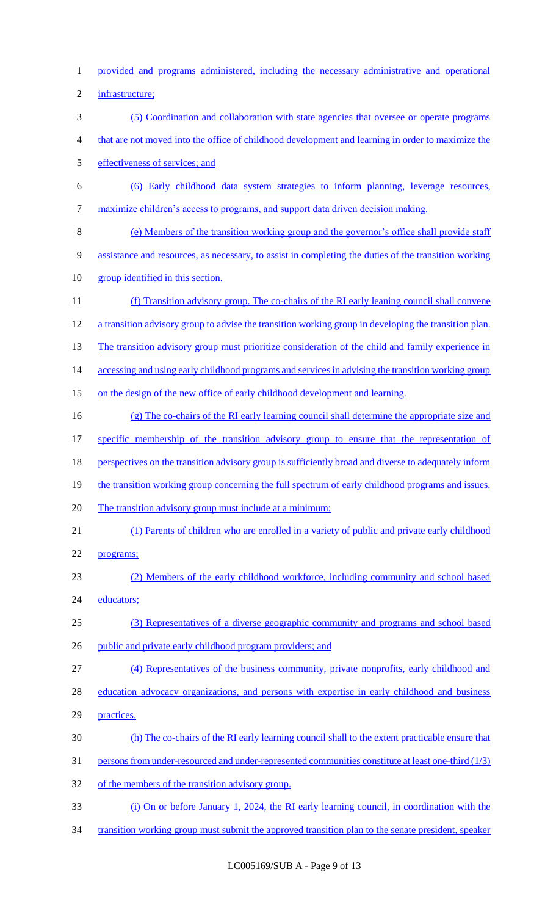provided and programs administered, including the necessary administrative and operational infrastructure;

(5) Coordination and collaboration with state agencies that oversee or operate programs that are not moved into the office of childhood development and learning in order to maximize the effectiveness of services; and

(6) Early childhood data system strategies to inform planning, leverage resources, maximize children's access to programs, and support data driven decision making.

(e) Members of the transition working group and the governor's office shall provide staff assistance and resources, as necessary, to assist in completing the duties of the transition working group identified in this section.

(f) Transition advisory group. The co-chairs of the RI early leaning council shall convene a transition advisory group to advise the transition working group in developing the transition plan. The transition advisory group must prioritize consideration of the child and family experience in accessing and using early childhood programs and services in advising the transition working group on the design of the new office of early childhood development and learning.

(g) The co-chairs of the RI early learning council shall determine the appropriate size and specific membership of the transition advisory group to ensure that the representation of perspectives on the transition advisory group is sufficiently broad and diverse to adequately inform the transition working group concerning the full spectrum of early childhood programs and issues. The transition advisory group must include at a minimum:

(1) Parents of children who are enrolled in a variety of public and private early childhood programs;

(2) Members of the early childhood workforce, including community and school based educators;

(3) Representatives of a diverse geographic community and programs and school based public and private early childhood program providers; and

(4) Representatives of the business community, private nonprofits, early childhood and education advocacy organizations, and persons with expertise in early childhood and business practices.

(h) The co-chairs of the RI early learning council shall to the extent practicable ensure that persons from under-resourced and under-represented communities constitute at least one-third (1/3) of the members of the transition advisory group.

(i) On or before January 1, 2024, the RI early learning council, in coordination with the transition working group must submit the approved transition plan to the senate president, speaker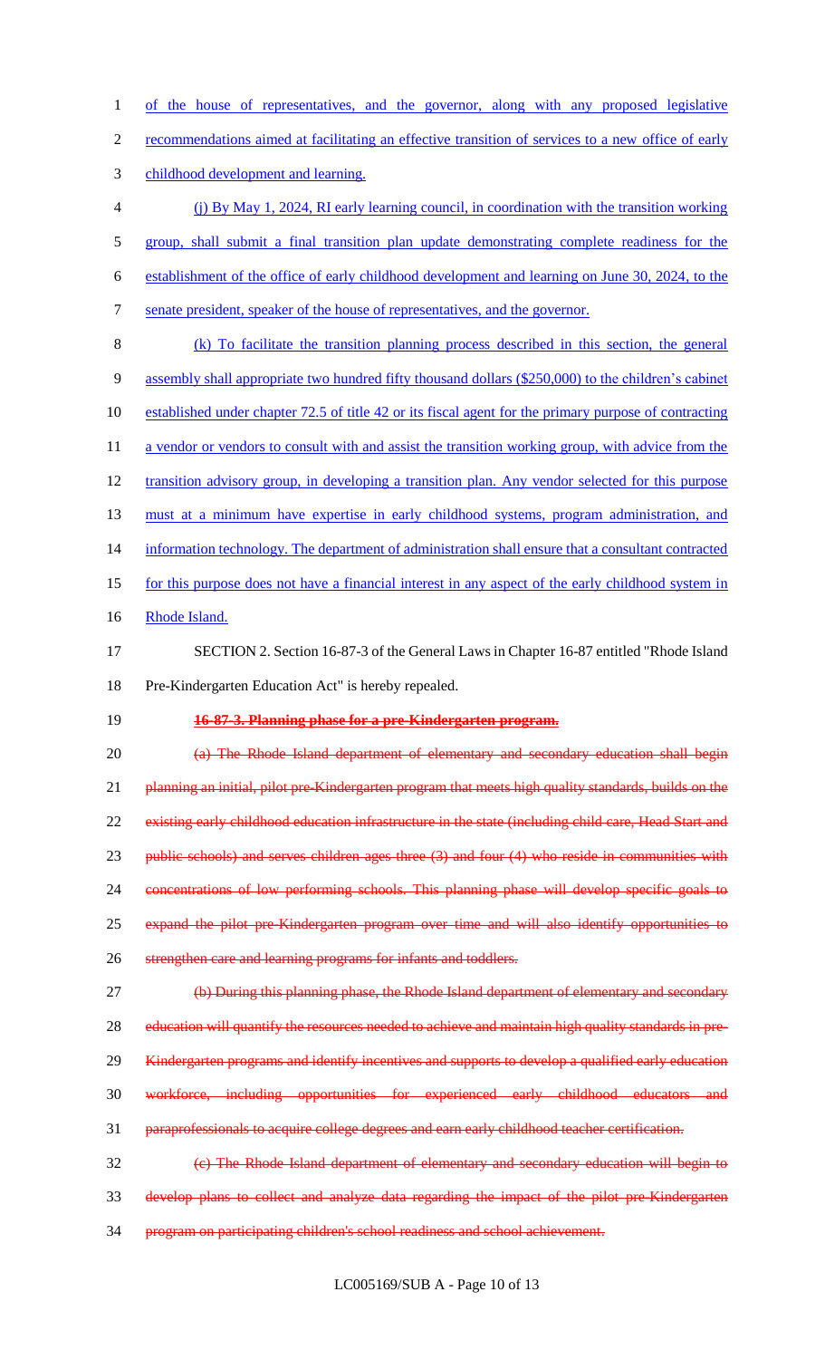of the house of representatives, and the governor, along with any proposed legislative recommendations aimed at facilitating an effective transition of services to a new office of early childhood development and learning.

(j) By May 1, 2024, RI early learning council, in coordination with the transition working group, shall submit a final transition plan update demonstrating complete readiness for the establishment of the office of early childhood development and learning on June 30, 2024, to the senate president, speaker of the house of representatives, and the governor.

(k) To facilitate the transition planning process described in this section, the general assembly shall appropriate two hundred fifty thousand dollars ($250,000) to the children's cabinet established under chapter 72.5 of title 42 or its fiscal agent for the primary purpose of contracting a vendor or vendors to consult with and assist the transition working group, with advice from the transition advisory group, in developing a transition plan. Any vendor selected for this purpose must at a minimum have expertise in early childhood systems, program administration, and information technology. The department of administration shall ensure that a consultant contracted for this purpose does not have a financial interest in any aspect of the early childhood system in Rhode Island.

SECTION 2. Section 16-87-3 of the General Laws in Chapter 16-87 entitled "Rhode Island Pre-Kindergarten Education Act" is hereby repealed.

**~~16-87-3. Planning phase for a pre-Kindergarten program.~~**

~~(a) The Rhode Island department of elementary and secondary education shall begin planning an initial, pilot pre-Kindergarten program that meets high quality standards, builds on the existing early childhood education infrastructure in the state (including child care, Head Start and public schools) and serves children ages three (3) and four (4) who reside in communities with concentrations of low performing schools. This planning phase will develop specific goals to expand the pilot pre-Kindergarten program over time and will also identify opportunities to strengthen care and learning programs for infants and toddlers.~~

~~(b) During this planning phase, the Rhode Island department of elementary and secondary education will quantify the resources needed to achieve and maintain high quality standards in pre-Kindergarten programs and identify incentives and supports to develop a qualified early education workforce, including opportunities for experienced early childhood educators and paraprofessionals to acquire college degrees and earn early childhood teacher certification.~~

~~(c) The Rhode Island department of elementary and secondary education will begin to develop plans to collect and analyze data regarding the impact of the pilot pre-Kindergarten program on participating children's school readiness and school achievement.~~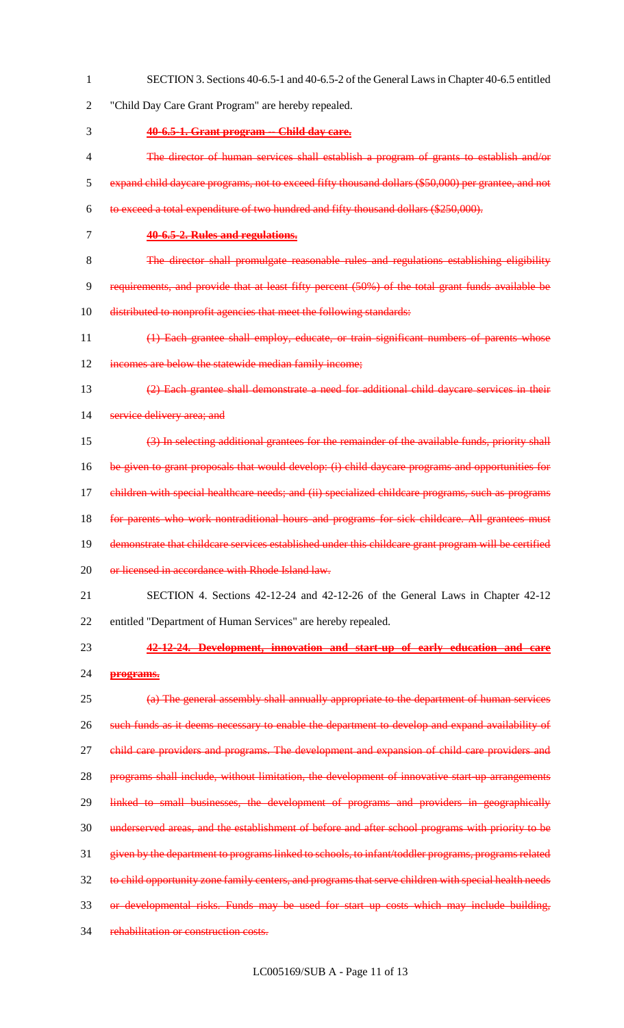SECTION 3. Sections 40-6.5-1 and 40-6.5-2 of the General Laws in Chapter 40-6.5 entitled "Child Day Care Grant Program" are hereby repealed.

~~**40-6.5-1. Grant program -- Child day care.**~~

~~The director of human services shall establish a program of grants to establish and/or expand child daycare programs, not to exceed fifty thousand dollars ($50,000) per grantee, and not to exceed a total expenditure of two hundred and fifty thousand dollars ($250,000).~~

~~**40-6.5-2. Rules and regulations.**~~

~~The director shall promulgate reasonable rules and regulations establishing eligibility requirements, and provide that at least fifty percent (50%) of the total grant funds available be distributed to nonprofit agencies that meet the following standards:~~

~~(1) Each grantee shall employ, educate, or train significant numbers of parents whose incomes are below the statewide median family income;~~

~~(2) Each grantee shall demonstrate a need for additional child daycare services in their service delivery area; and~~

~~(3) In selecting additional grantees for the remainder of the available funds, priority shall be given to grant proposals that would develop: (i) child daycare programs and opportunities for children with special healthcare needs; and (ii) specialized childcare programs, such as programs for parents who work nontraditional hours and programs for sick childcare. All grantees must demonstrate that childcare services established under this childcare grant program will be certified or licensed in accordance with Rhode Island law.~~

SECTION 4. Sections 42-12-24 and 42-12-26 of the General Laws in Chapter 42-12 entitled "Department of Human Services" are hereby repealed.

~~**42-12-24. Development, innovation and start-up of early education and care programs.**~~

~~(a) The general assembly shall annually appropriate to the department of human services such funds as it deems necessary to enable the department to develop and expand availability of child care providers and programs. The development and expansion of child care providers and programs shall include, without limitation, the development of innovative start-up arrangements linked to small businesses, the development of programs and providers in geographically underserved areas, and the establishment of before and after school programs with priority to be given by the department to programs linked to schools, to infant/toddler programs, programs related to child opportunity zone family centers, and programs that serve children with special health needs or developmental risks. Funds may be used for start-up costs which may include building, rehabilitation or construction costs.~~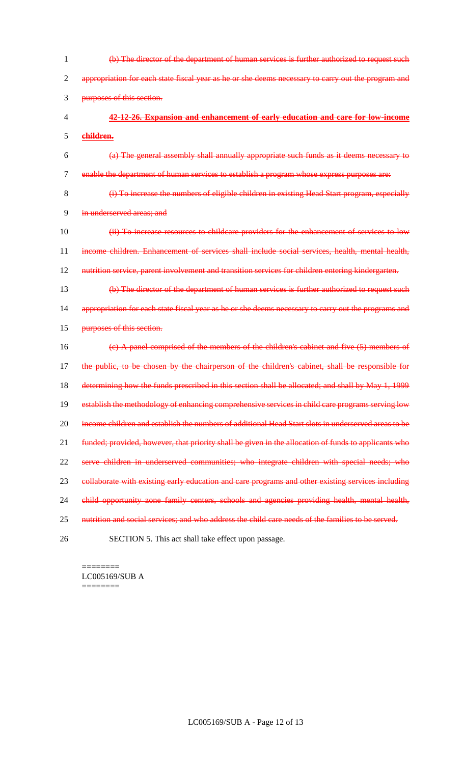~~(b) The director of the department of human services is further authorized to request such appropriation for each state fiscal year as he or she deems necessary to carry out the program and purposes of this section.~~

~~**42-12-26. Expansion and enhancement of early education and care for low-income children.**~~

~~(a) The general assembly shall annually appropriate such funds as it deems necessary to enable the department of human services to establish a program whose express purposes are:~~

~~(i) To increase the numbers of eligible children in existing Head Start program, especially in underserved areas; and~~

~~(ii) To increase resources to childcare providers for the enhancement of services to low income children. Enhancement of services shall include social services, health, mental health, nutrition service, parent involvement and transition services for children entering kindergarten.~~

~~(b) The director of the department of human services is further authorized to request such appropriation for each state fiscal year as he or she deems necessary to carry out the programs and purposes of this section.~~

~~(c) A panel comprised of the members of the children's cabinet and five (5) members of the public, to be chosen by the chairperson of the children's cabinet, shall be responsible for determining how the funds prescribed in this section shall be allocated; and shall by May 1, 1999 establish the methodology of enhancing comprehensive services in child care programs serving low income children and establish the numbers of additional Head Start slots in underserved areas to be funded; provided, however, that priority shall be given in the allocation of funds to applicants who serve children in underserved communities; who integrate children with special needs; who collaborate with existing early education and care programs and other existing services including child opportunity zone family centers, schools and agencies providing health, mental health, nutrition and social services; and who address the child care needs of the families to be served.~~

SECTION 5. This act shall take effect upon passage.

========
LC005169/SUB A
========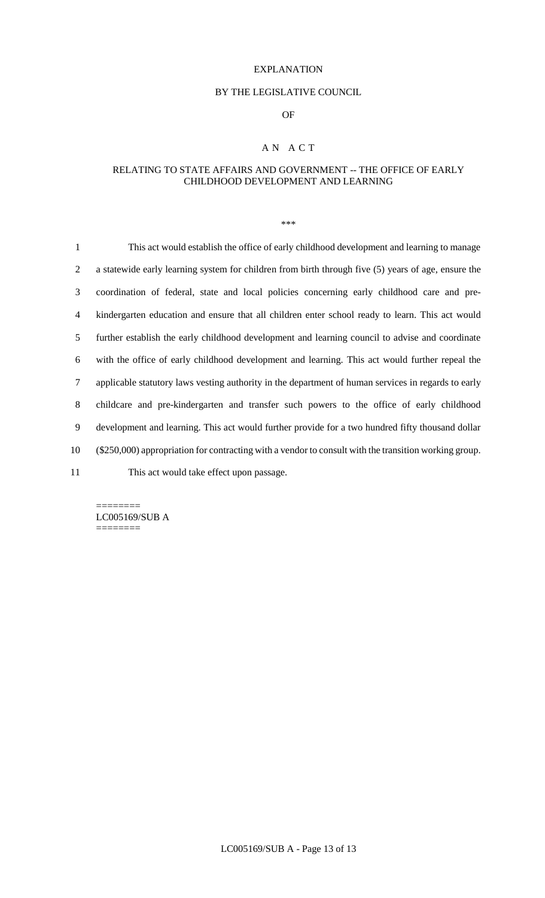EXPLANATION

BY THE LEGISLATIVE COUNCIL

OF

A N A C T

RELATING TO STATE AFFAIRS AND GOVERNMENT -- THE OFFICE OF EARLY CHILDHOOD DEVELOPMENT AND LEARNING

***

This act would establish the office of early childhood development and learning to manage a statewide early learning system for children from birth through five (5) years of age, ensure the coordination of federal, state and local policies concerning early childhood care and pre-kindergarten education and ensure that all children enter school ready to learn. This act would further establish the early childhood development and learning council to advise and coordinate with the office of early childhood development and learning. This act would further repeal the applicable statutory laws vesting authority in the department of human services in regards to early childcare and pre-kindergarten and transfer such powers to the office of early childhood development and learning. This act would further provide for a two hundred fifty thousand dollar ($250,000) appropriation for contracting with a vendor to consult with the transition working group.

This act would take effect upon passage.

========
LC005169/SUB A
========